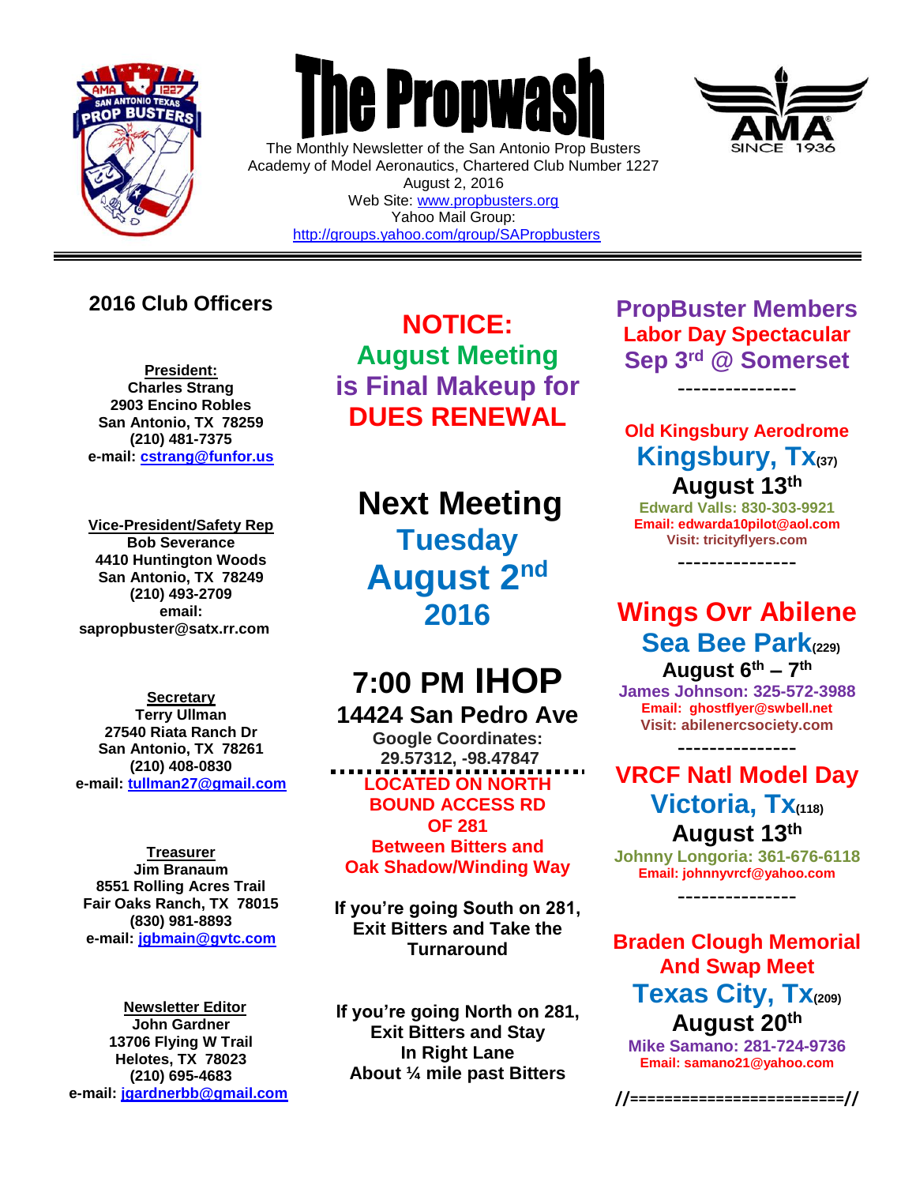# The Propwash

The Monthly Newsletter of the San Antonio Prop Busters
Academy of Model Aeronautics, Chartered Club Number 1227
August 2, 2016
Web Site: www.propbusters.org
Yahoo Mail Group:
http://groups.yahoo.com/group/SAPropbusters

---

## 2016 Club Officers

**President:**
**Charles Strang**
**2903 Encino Robles**
**San Antonio, TX 78259**
**(210) 481-7375**
**e-mail: cstrang@funfor.us**

**Vice-President/Safety Rep**
**Bob Severance**
**4410 Huntington Woods**
**San Antonio, TX 78249**
**(210) 493-2709**
**email:**
**sapropbuster@satx.rr.com**

**Secretary**
**Terry Ullman**
**27540 Riata Ranch Dr**
**San Antonio, TX 78261**
**(210) 408-0830**
**e-mail: tullman27@gmail.com**

**Treasurer**
**Jim Branaum**
**8551 Rolling Acres Trail**
**Fair Oaks Ranch, TX 78015**
**(830) 981-8893**
**e-mail: jgbmain@gvtc.com**

**Newsletter Editor**
**John Gardner**
**13706 Flying W Trail**
**Helotes, TX 78023**
**(210) 695-4683**
**e-mail: jgardnerbb@gmail.com**

## NOTICE: August Meeting is Final Makeup for DUES RENEWAL

## Next Meeting Tuesday August 2nd 2016

## 7:00 PM IHOP

**14424 San Pedro Ave**
**Google Coordinates: 29.57312, -98.47847**

**LOCATED ON NORTH BOUND ACCESS RD OF 281 Between Bitters and Oak Shadow/Winding Way**

**If you're going South on 281, Exit Bitters and Take the Turnaround**

**If you're going North on 281, Exit Bitters and Stay In Right Lane About ¼ mile past Bitters**

## PropBuster Members Labor Day Spectacular Sep 3rd @ Somerset

---------------

**Old Kingsbury Aerodrome**
**Kingsbury, Tx(37)**
**August 13th**
**Edward Valls: 830-303-9921**
**Email: edwarda10pilot@aol.com**
**Visit: tricityflyers.com**

---------------

**Wings Ovr Abilene**
**Sea Bee Park(229)**
**August 6th – 7th**
**James Johnson: 325-572-3988**
**Email: ghostflyer@swbell.net**
**Visit: abilenercsociety.com**

---------------

**VRCF Natl Model Day**
**Victoria, Tx(118)**
**August 13th**
**Johnny Longoria: 361-676-6118**
**Email: johnnyvrcf@yahoo.com**

---------------

**Braden Clough Memorial And Swap Meet**
**Texas City, Tx(209)**
**August 20th**
**Mike Samano: 281-724-9736**
**Email: samano21@yahoo.com**

//========================//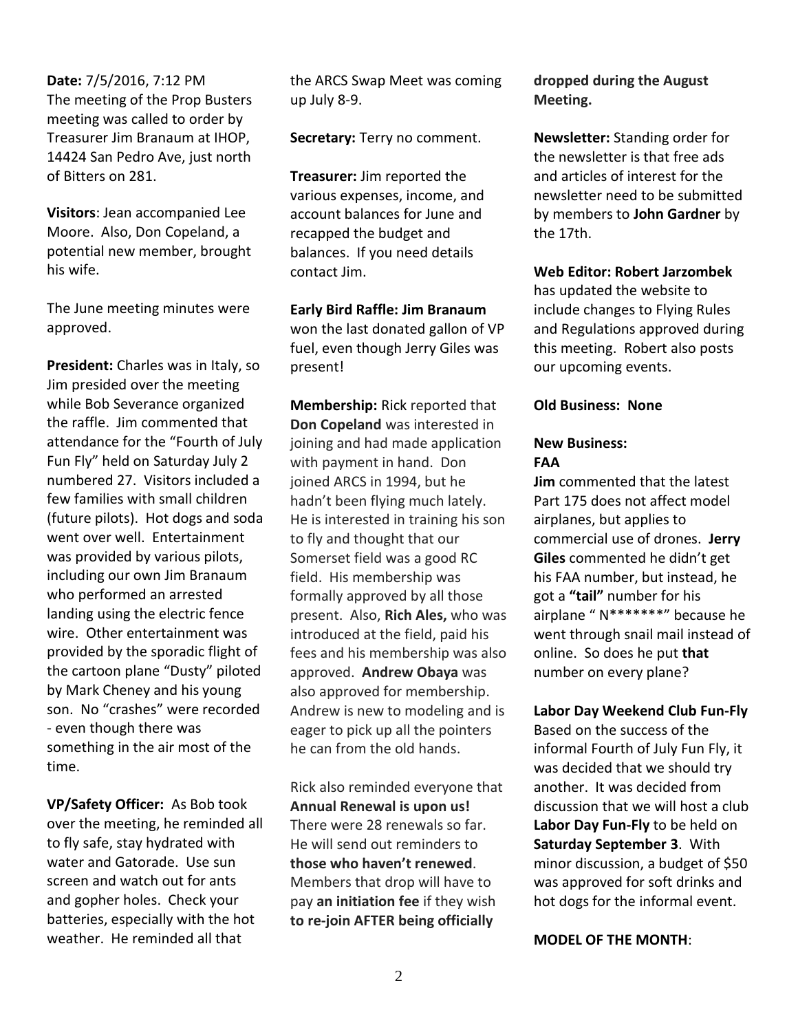**Date:** 7/5/2016, 7:12 PM
The meeting of the Prop Busters meeting was called to order by Treasurer Jim Branaum at IHOP, 14424 San Pedro Ave, just north of Bitters on 281.

**Visitors**: Jean accompanied Lee Moore. Also, Don Copeland, a potential new member, brought his wife.

The June meeting minutes were approved.

**President:** Charles was in Italy, so Jim presided over the meeting while Bob Severance organized the raffle. Jim commented that attendance for the "Fourth of July Fun Fly" held on Saturday July 2 numbered 27. Visitors included a few families with small children (future pilots). Hot dogs and soda went over well. Entertainment was provided by various pilots, including our own Jim Branaum who performed an arrested landing using the electric fence wire. Other entertainment was provided by the sporadic flight of the cartoon plane "Dusty" piloted by Mark Cheney and his young son. No "crashes" were recorded - even though there was something in the air most of the time.

**VP/Safety Officer:** As Bob took over the meeting, he reminded all to fly safe, stay hydrated with water and Gatorade. Use sun screen and watch out for ants and gopher holes. Check your batteries, especially with the hot weather. He reminded all that the ARCS Swap Meet was coming up July 8-9.

**Secretary:** Terry no comment.

**Treasurer:** Jim reported the various expenses, income, and account balances for June and recapped the budget and balances. If you need details contact Jim.

**Early Bird Raffle: Jim Branaum** won the last donated gallon of VP fuel, even though Jerry Giles was present!

**Membership:** Rick reported that **Don Copeland** was interested in joining and had made application with payment in hand. Don joined ARCS in 1994, but he hadn't been flying much lately. He is interested in training his son to fly and thought that our Somerset field was a good RC field. His membership was formally approved by all those present. Also, **Rich Ales,** who was introduced at the field, paid his fees and his membership was also approved. **Andrew Obaya** was also approved for membership. Andrew is new to modeling and is eager to pick up all the pointers he can from the old hands.

Rick also reminded everyone that **Annual Renewal is upon us!** There were 28 renewals so far. He will send out reminders to **those who haven't renewed**. Members that drop will have to pay **an initiation fee** if they wish **to re-join AFTER being officially dropped during the August Meeting.**

**Newsletter:** Standing order for the newsletter is that free ads and articles of interest for the newsletter need to be submitted by members to **John Gardner** by the 17th.

**Web Editor: Robert Jarzombek** has updated the website to include changes to Flying Rules and Regulations approved during this meeting. Robert also posts our upcoming events.

**Old Business: None**

**New Business:**

**FAA**

**Jim** commented that the latest Part 175 does not affect model airplanes, but applies to commercial use of drones. **Jerry Giles** commented he didn't get his FAA number, but instead, he got a **"tail"** number for his airplane " N*******" because he went through snail mail instead of online. So does he put **that** number on every plane?

**Labor Day Weekend Club Fun-Fly**

Based on the success of the informal Fourth of July Fun Fly, it was decided that we should try another. It was decided from discussion that we will host a club **Labor Day Fun-Fly** to be held on **Saturday September 3**. With minor discussion, a budget of $50 was approved for soft drinks and hot dogs for the informal event.

**MODEL OF THE MONTH**: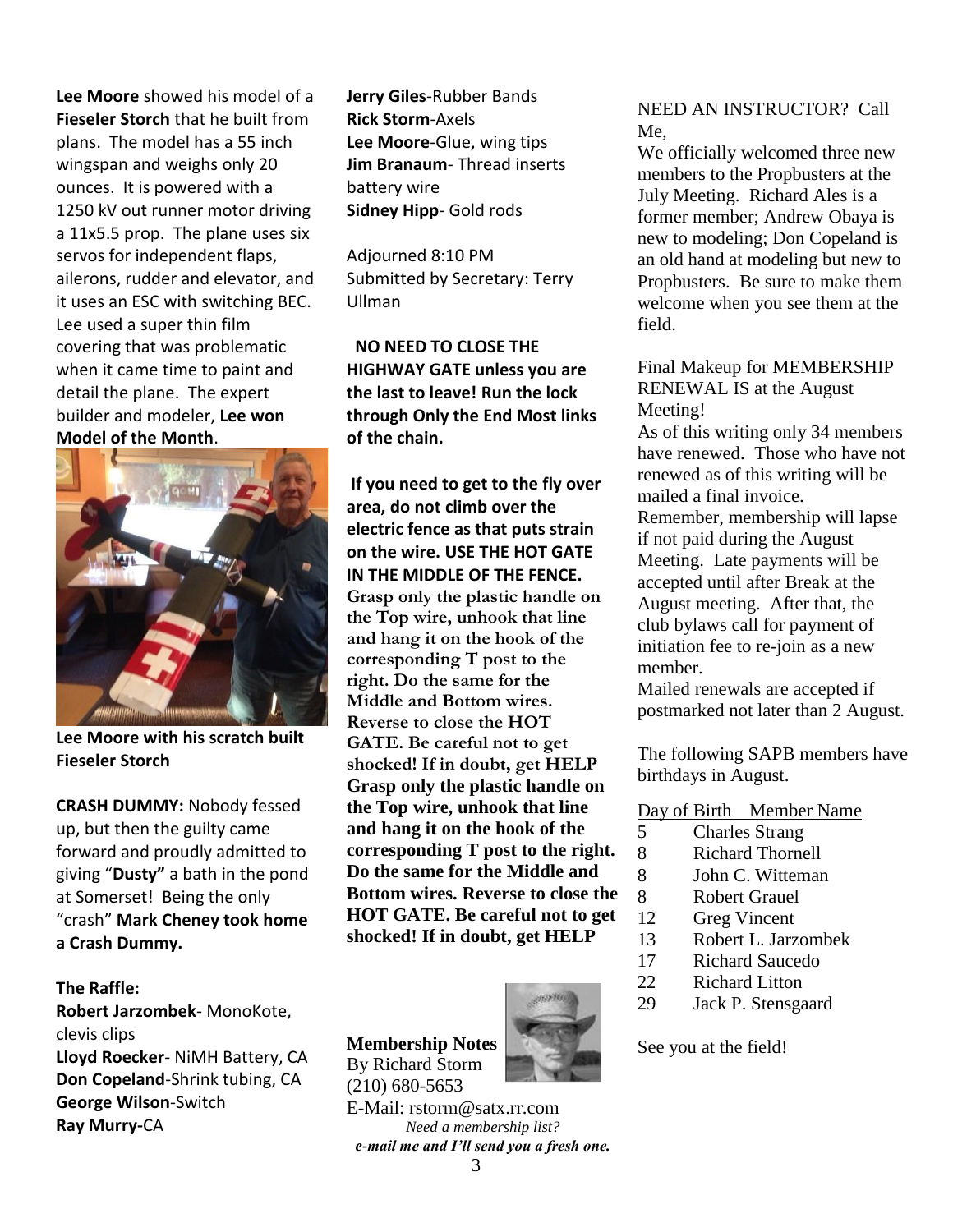**Lee Moore** showed his model of a **Fieseler Storch** that he built from plans. The model has a 55 inch wingspan and weighs only 20 ounces. It is powered with a 1250 kV out runner motor driving a 11x5.5 prop. The plane uses six servos for independent flaps, ailerons, rudder and elevator, and it uses an ESC with switching BEC. Lee used a super thin film covering that was problematic when it came time to paint and detail the plane. The expert builder and modeler, **Lee won Model of the Month**.

**Lee Moore with his scratch built Fieseler Storch**

**CRASH DUMMY:** Nobody fessed up, but then the guilty came forward and proudly admitted to giving "**Dusty"** a bath in the pond at Somerset! Being the only "crash" **Mark Cheney took home a Crash Dummy.**

**The Raffle:**

**Robert Jarzombek**- MonoKote, clevis clips
**Lloyd Roecker**- NiMH Battery, CA
**Don Copeland**-Shrink tubing, CA
**George Wilson**-Switch
**Ray Murry-**CA
**Jerry Giles**-Rubber Bands
**Rick Storm**-Axels
**Lee Moore**-Glue, wing tips
**Jim Branaum**- Thread inserts battery wire
**Sidney Hipp**- Gold rods

Adjourned 8:10 PM
Submitted by Secretary: Terry Ullman

**NO NEED TO CLOSE THE HIGHWAY GATE unless you are the last to leave! Run the lock through Only the End Most links of the chain.**

**If you need to get to the fly over area, do not climb over the electric fence as that puts strain on the wire. USE THE HOT GATE IN THE MIDDLE OF THE FENCE. Grasp only the plastic handle on the Top wire, unhook that line and hang it on the hook of the corresponding T post to the right. Do the same for the Middle and Bottom wires. Reverse to close the HOT GATE. Be careful not to get shocked! If in doubt, get HELP Grasp only the plastic handle on the Top wire, unhook that line and hang it on the hook of the corresponding T post to the right. Do the same for the Middle and Bottom wires. Reverse to close the HOT GATE. Be careful not to get shocked! If in doubt, get HELP**

**Membership Notes**
By Richard Storm
(210) 680-5653
E-Mail: rstorm@satx.rr.com
*Need a membership list?*
***e-mail me and I'll send you a fresh one.***

NEED AN INSTRUCTOR? Call Me,
We officially welcomed three new members to the Propbusters at the July Meeting. Richard Ales is a former member; Andrew Obaya is new to modeling; Don Copeland is an old hand at modeling but new to Propbusters. Be sure to make them welcome when you see them at the field.

Final Makeup for MEMBERSHIP RENEWAL IS at the August Meeting!
As of this writing only 34 members have renewed. Those who have not renewed as of this writing will be mailed a final invoice.
Remember, membership will lapse if not paid during the August Meeting. Late payments will be accepted until after Break at the August meeting. After that, the club bylaws call for payment of initiation fee to re-join as a new member.
Mailed renewals are accepted if postmarked not later than 2 August.

The following SAPB members have birthdays in August.

| Day of Birth | Member Name |
|---|---|
| 5 | Charles Strang |
| 8 | Richard Thornell |
| 8 | John C. Witteman |
| 8 | Robert Grauel |
| 12 | Greg Vincent |
| 13 | Robert L. Jarzombek |
| 17 | Richard Saucedo |
| 22 | Richard Litton |
| 29 | Jack P. Stensgaard |

See you at the field!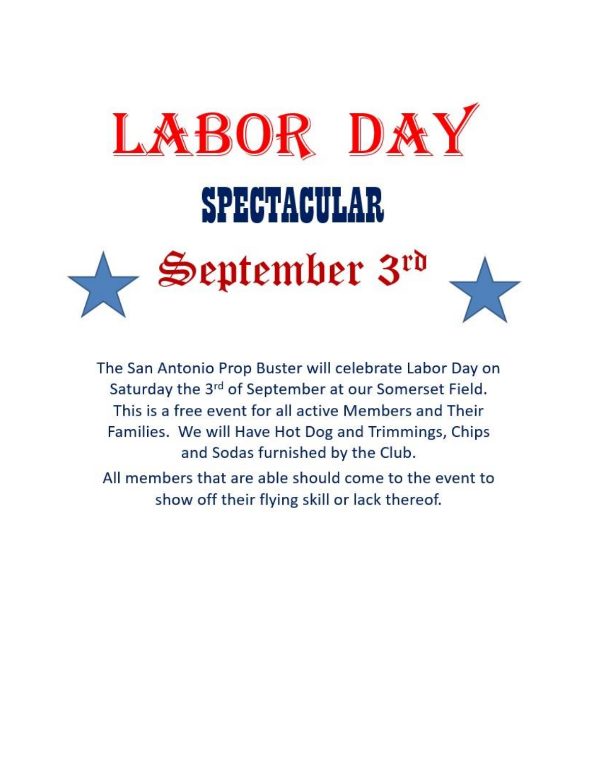# LABOR DAY

## SPECTACULAR

## September 3rd

The San Antonio Prop Buster will celebrate Labor Day on Saturday the 3rd of September at our Somerset Field. This is a free event for all active Members and Their Families. We will Have Hot Dog and Trimmings, Chips and Sodas furnished by the Club.

All members that are able should come to the event to show off their flying skill or lack thereof.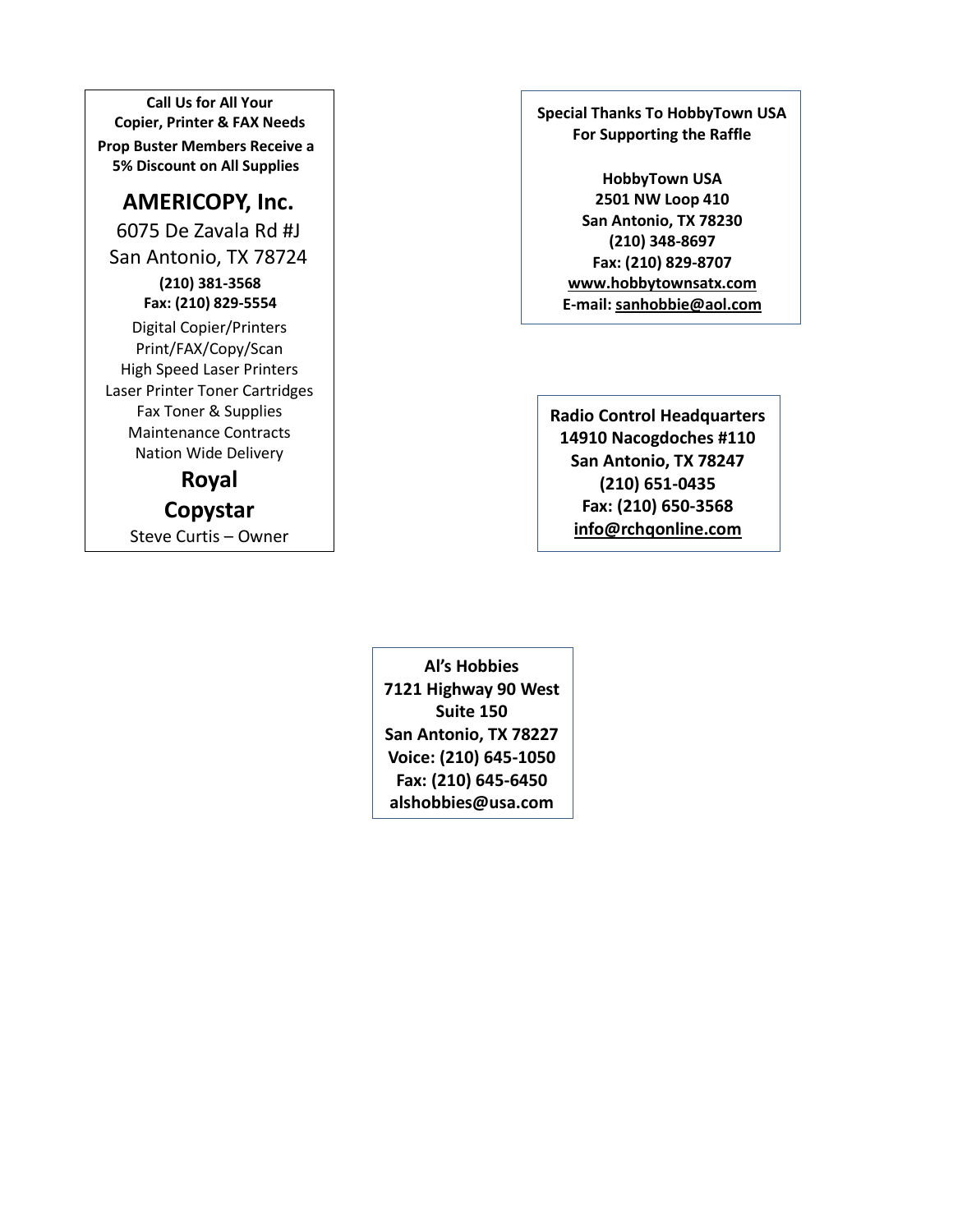**Call Us for All Your**
**Copier, Printer & FAX Needs**

**Prop Buster Members Receive a 5% Discount on All Supplies**

## AMERICOPY, Inc.

6075 De Zavala Rd #J
San Antonio, TX 78724

**(210) 381-3568**
**Fax: (210) 829-5554**

Digital Copier/Printers
Print/FAX/Copy/Scan
High Speed Laser Printers
Laser Printer Toner Cartridges
Fax Toner & Supplies
Maintenance Contracts
Nation Wide Delivery

**Royal**
**Copystar**

Steve Curtis – Owner

---

**Special Thanks To HobbyTown USA For Supporting the Raffle**

**HobbyTown USA**
**2501 NW Loop 410**
**San Antonio, TX 78230**
**(210) 348-8697**
**Fax: (210) 829-8707**
**www.hobbytownsatx.com**
**E-mail: sanhobbie@aol.com**

---

**Radio Control Headquarters**
**14910 Nacogdoches #110**
**San Antonio, TX 78247**
**(210) 651-0435**
**Fax: (210) 650-3568**
**info@rchqonline.com**

---

**Al's Hobbies**
**7121 Highway 90 West**
**Suite 150**
**San Antonio, TX 78227**
**Voice: (210) 645-1050**
**Fax: (210) 645-6450**
**alshobbies@usa.com**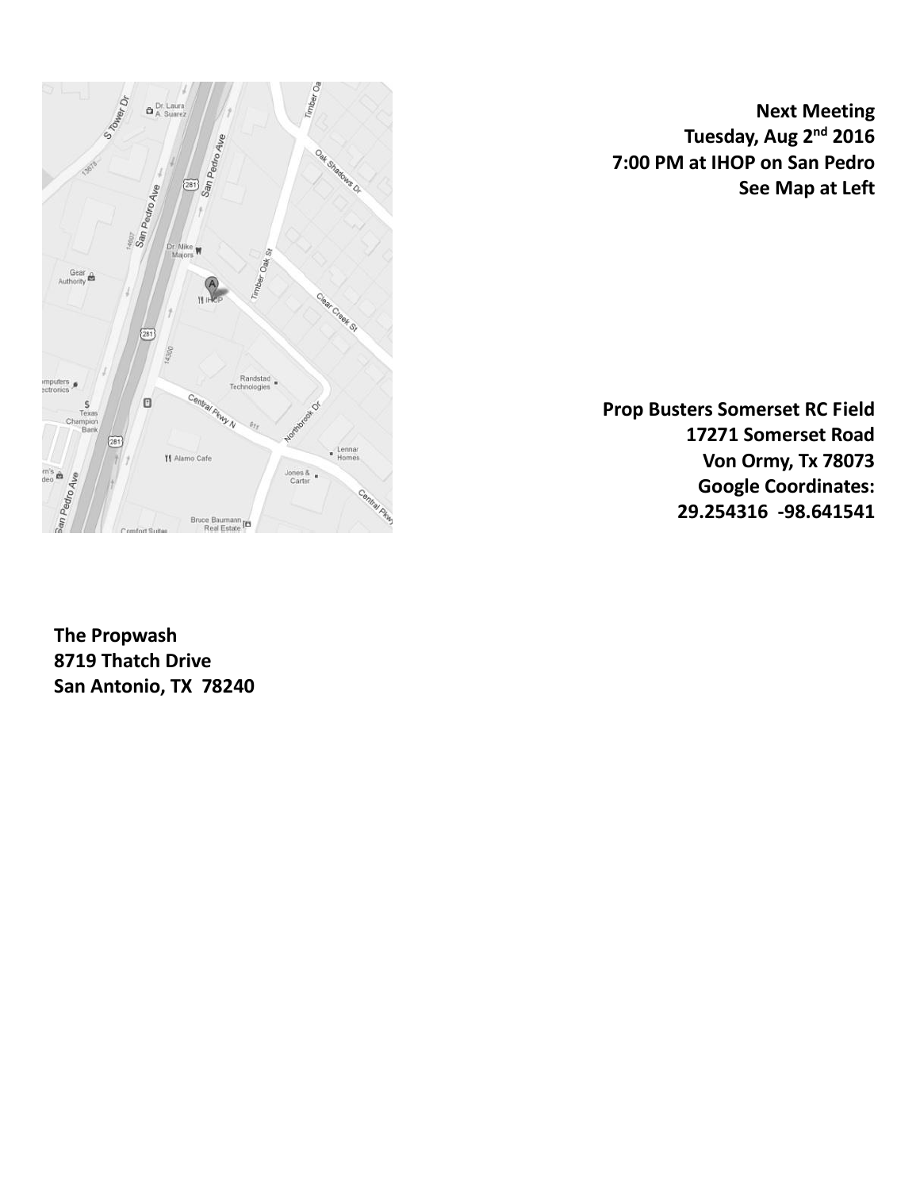**Next Meeting**
**Tuesday, Aug 2nd 2016**
**7:00 PM at IHOP on San Pedro**
**See Map at Left**

**Prop Busters Somerset RC Field**
**17271 Somerset Road**
**Von Ormy, Tx 78073**
**Google Coordinates:**
**29.254316 -98.641541**

**The Propwash**
**8719 Thatch Drive**
**San Antonio, TX 78240**